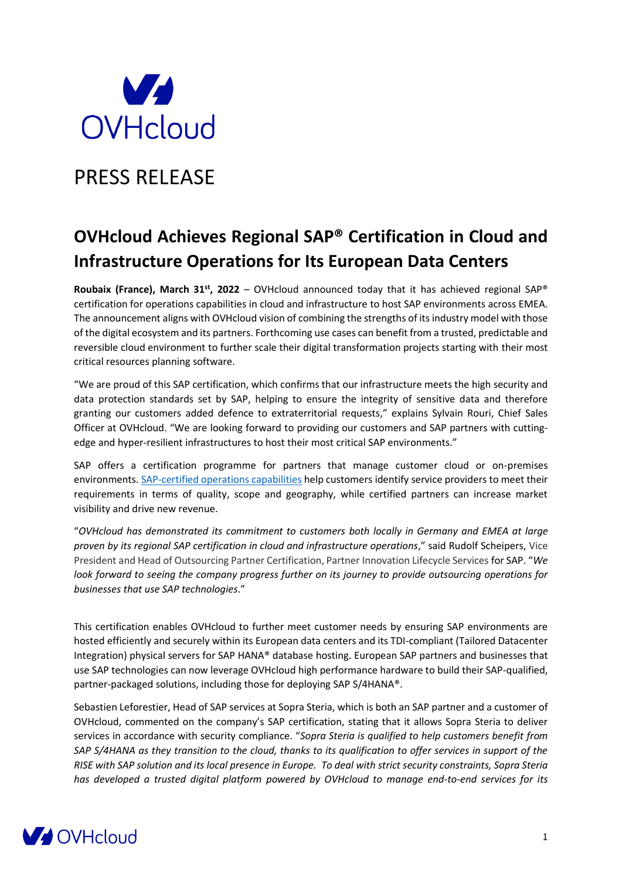OVHcloud

# PRESS RELEASE

## OVHcloud Achieves Regional SAP® Certification in Cloud and Infrastructure Operations for Its European Data Centers

**Roubaix (France), March 31st, 2022** – OVHcloud announced today that it has achieved regional SAP® certification for operations capabilities in cloud and infrastructure to host SAP environments across EMEA. The announcement aligns with OVHcloud vision of combining the strengths of its industry model with those of the digital ecosystem and its partners. Forthcoming use cases can benefit from a trusted, predictable and reversible cloud environment to further scale their digital transformation projects starting with their most critical resources planning software.

"We are proud of this SAP certification, which confirms that our infrastructure meets the high security and data protection standards set by SAP, helping to ensure the integrity of sensitive data and therefore granting our customers added defence to extraterritorial requests," explains Sylvain Rouri, Chief Sales Officer at OVHcloud. "We are looking forward to providing our customers and SAP partners with cutting-edge and hyper-resilient infrastructures to host their most critical SAP environments."

SAP offers a certification programme for partners that manage customer cloud or on-premises environments. SAP-certified operations capabilities help customers identify service providers to meet their requirements in terms of quality, scope and geography, while certified partners can increase market visibility and drive new revenue.

"*OVHcloud has demonstrated its commitment to customers both locally in Germany and EMEA at large proven by its regional SAP certification in cloud and infrastructure operations*," said Rudolf Scheipers, Vice President and Head of Outsourcing Partner Certification, Partner Innovation Lifecycle Services for SAP. "*We look forward to seeing the company progress further on its journey to provide outsourcing operations for businesses that use SAP technologies*."

This certification enables OVHcloud to further meet customer needs by ensuring SAP environments are hosted efficiently and securely within its European data centers and its TDI-compliant (Tailored Datacenter Integration) physical servers for SAP HANA® database hosting. European SAP partners and businesses that use SAP technologies can now leverage OVHcloud high performance hardware to build their SAP-qualified, partner-packaged solutions, including those for deploying SAP S/4HANA®.

Sebastien Leforestier, Head of SAP services at Sopra Steria, which is both an SAP partner and a customer of OVHcloud, commented on the company's SAP certification, stating that it allows Sopra Steria to deliver services in accordance with security compliance. "*Sopra Steria is qualified to help customers benefit from SAP S/4HANA as they transition to the cloud, thanks to its qualification to offer services in support of the RISE with SAP solution and its local presence in Europe. To deal with strict security constraints, Sopra Steria has developed a trusted digital platform powered by OVHcloud to manage end-to-end services for its*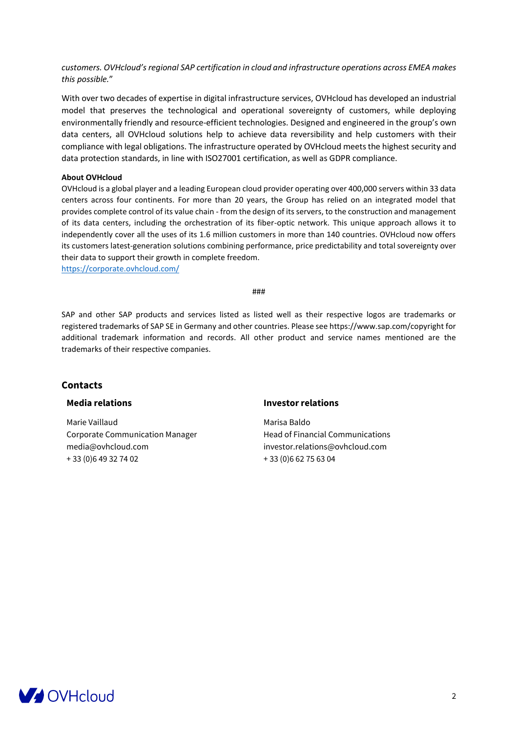*customers. OVHcloud's regional SAP certification in cloud and infrastructure operations across EMEA makes this possible.*"

With over two decades of expertise in digital infrastructure services, OVHcloud has developed an industrial model that preserves the technological and operational sovereignty of customers, while deploying environmentally friendly and resource-efficient technologies. Designed and engineered in the group's own data centers, all OVHcloud solutions help to achieve data reversibility and help customers with their compliance with legal obligations. The infrastructure operated by OVHcloud meets the highest security and data protection standards, in line with ISO27001 certification, as well as GDPR compliance.

**About OVHcloud**

OVHcloud is a global player and a leading European cloud provider operating over 400,000 servers within 33 data centers across four continents. For more than 20 years, the Group has relied on an integrated model that provides complete control of its value chain - from the design of its servers, to the construction and management of its data centers, including the orchestration of its fiber-optic network. This unique approach allows it to independently cover all the uses of its 1.6 million customers in more than 140 countries. OVHcloud now offers its customers latest-generation solutions combining performance, price predictability and total sovereignty over their data to support their growth in complete freedom.
https://corporate.ovhcloud.com/

###

SAP and other SAP products and services listed as listed well as their respective logos are trademarks or registered trademarks of SAP SE in Germany and other countries. Please see https://www.sap.com/copyright for additional trademark information and records. All other product and service names mentioned are the trademarks of their respective companies.

## Contacts

### Media relations

Marie Vaillaud
Corporate Communication Manager
media@ovhcloud.com
+ 33 (0)6 49 32 74 02

### Investor relations

Marisa Baldo
Head of Financial Communications
investor.relations@ovhcloud.com
+ 33 (0)6 62 75 63 04